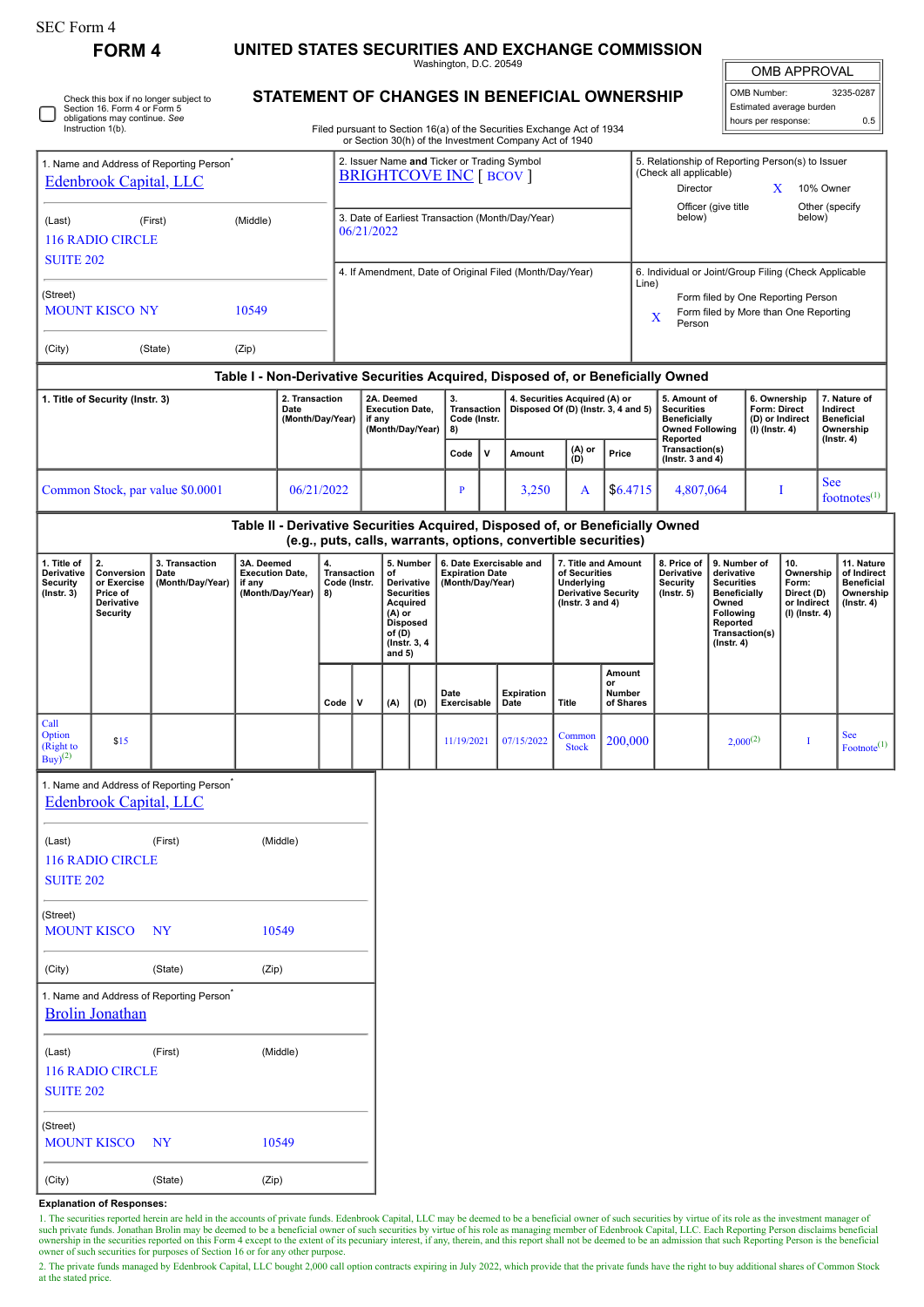SEC Form 4

# FORM 4

## UNITED STATES SECURITIES AND EXCHANGE COMMISSION

Washington, D.C. 20549

## STATEMENT OF CHANGES IN BENEFICIAL OWNERSHIP

Filed pursuant to Section 16(a) of the Securities Exchange Act of 1934 or Section 30(h) of the Investment Company Act of 1940

| OMB APPROVAL | |
|---|---|
| OMB Number: | 3235-0287 |
| Estimated average burden | |
| hours per response: | 0.5 |

☐ Check this box if no longer subject to Section 16. Form 4 or Form 5 obligations may continue. *See* Instruction 1(b).

1. Name and Address of Reporting Person*
Edenbrook Capital, LLC

(Last) (First) (Middle)
116 RADIO CIRCLE
SUITE 202

(Street)
MOUNT KISCO NY 10549

(City) (State) (Zip)

2. Issuer Name **and** Ticker or Trading Symbol
BRIGHTCOVE INC [ BCOV ]

3. Date of Earliest Transaction (Month/Day/Year)
06/21/2022

4. If Amendment, Date of Original Filed (Month/Day/Year)

5. Relationship of Reporting Person(s) to Issuer (Check all applicable)
Director
X 10% Owner
Officer (give title below)
Other (specify below)

6. Individual or Joint/Group Filing (Check Applicable Line)
Form filed by One Reporting Person
X Form filed by More than One Reporting Person

### Table I - Non-Derivative Securities Acquired, Disposed of, or Beneficially Owned

| 1. Title of Security (Instr. 3) | 2. Transaction Date (Month/Day/Year) | 2A. Deemed Execution Date, if any (Month/Day/Year) | 3. Transaction Code (Instr. 8) | | 4. Securities Acquired (A) or Disposed Of (D) (Instr. 3, 4 and 5) | | | 5. Amount of Securities Beneficially Owned Following Reported Transaction(s) (Instr. 3 and 4) | 6. Ownership Form: Direct (D) or Indirect (I) (Instr. 4) | 7. Nature of Indirect Beneficial Ownership (Instr. 4) |
|---|---|---|---|---|---|---|---|---|---|---|
| | | | Code | V | Amount | (A) or (D) | Price | | | |
| Common Stock, par value $0.0001 | 06/21/2022 | | P | | 3,250 | A | $6.4715 | 4,807,064 | I | See footnotes[1] |

### Table II - Derivative Securities Acquired, Disposed of, or Beneficially Owned (e.g., puts, calls, warrants, options, convertible securities)

| 1. Title of Derivative Security (Instr. 3) | 2. Conversion or Exercise Price of Derivative Security | 3. Transaction Date (Month/Day/Year) | 3A. Deemed Execution Date, if any (Month/Day/Year) | 4. Transaction Code (Instr. 8) | | 5. Number of Derivative Securities Acquired (A) or Disposed of (D) (Instr. 3, 4 and 5) | | 6. Date Exercisable and Expiration Date (Month/Day/Year) | | 7. Title and Amount of Securities Underlying Derivative Security (Instr. 3 and 4) | | 8. Price of Derivative Security (Instr. 5) | 9. Number of derivative Securities Beneficially Owned Following Reported Transaction(s) (Instr. 4) | 10. Ownership Form: Direct (D) or Indirect (I) (Instr. 4) | 11. Nature of Indirect Beneficial Ownership (Instr. 4) |
|---|---|---|---|---|---|---|---|---|---|---|---|---|---|---|---|
| | | | | Code | V | (A) | (D) | Date Exercisable | Expiration Date | Title | Amount or Number of Shares | | | | |
| Call Option (Right to Buy)[2] | $15 | | | | | | | 11/19/2021 | 07/15/2022 | Common Stock | 200,000 | | 2,000[2] | I | See Footnote[1] |

1. Name and Address of Reporting Person*
Edenbrook Capital, LLC

(Last) (First) (Middle)
116 RADIO CIRCLE
SUITE 202

(Street)
MOUNT KISCO NY 10549

(City) (State) (Zip)

1. Name and Address of Reporting Person*
Brolin Jonathan

(Last) (First) (Middle)
116 RADIO CIRCLE
SUITE 202

(Street)
MOUNT KISCO NY 10549

(City) (State) (Zip)

**Explanation of Responses:**

1. The securities reported herein are held in the accounts of private funds. Edenbrook Capital, LLC may be deemed to be a beneficial owner of such securities by virtue of its role as the investment manager of such private funds. Jonathan Brolin may be deemed to be a beneficial owner of such securities by virtue of his role as managing member of Edenbrook Capital, LLC. Each Reporting Person disclaims beneficial ownership in the securities reported on this Form 4 except to the extent of its pecuniary interest, if any, therein, and this report shall not be deemed to be an admission that such Reporting Person is the beneficial owner of such securities for purposes of Section 16 or for any other purpose.

2. The private funds managed by Edenbrook Capital, LLC bought 2,000 call option contracts expiring in July 2022, which provide that the private funds have the right to buy additional shares of Common Stock at the stated price.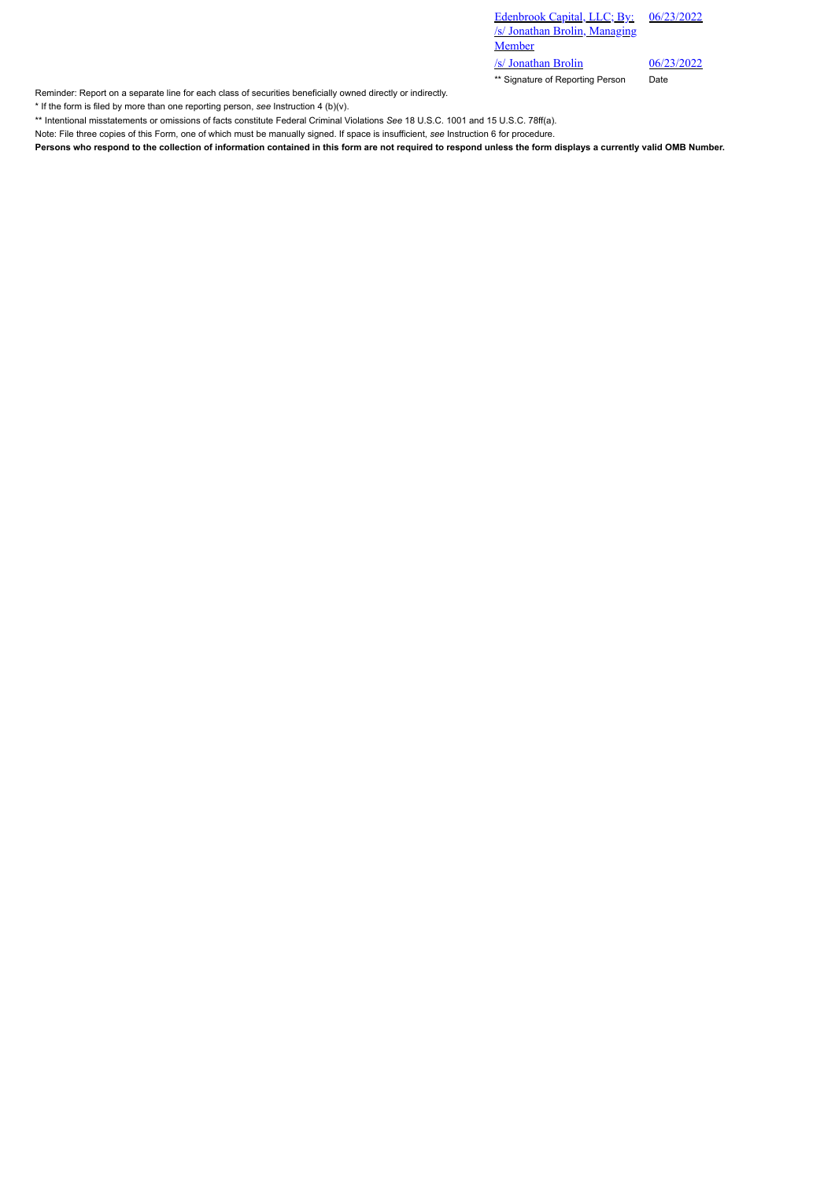| | |
|---|---|
| Edenbrook Capital, LLC; By: /s/ Jonathan Brolin, Managing Member | 06/23/2022 |
| /s/ Jonathan Brolin | 06/23/2022 |
| ** Signature of Reporting Person | Date |

Reminder: Report on a separate line for each class of securities beneficially owned directly or indirectly.

* If the form is filed by more than one reporting person, *see* Instruction 4 (b)(v).

** Intentional misstatements or omissions of facts constitute Federal Criminal Violations *See* 18 U.S.C. 1001 and 15 U.S.C. 78ff(a).

Note: File three copies of this Form, one of which must be manually signed. If space is insufficient, *see* Instruction 6 for procedure.

**Persons who respond to the collection of information contained in this form are not required to respond unless the form displays a currently valid OMB Number.**